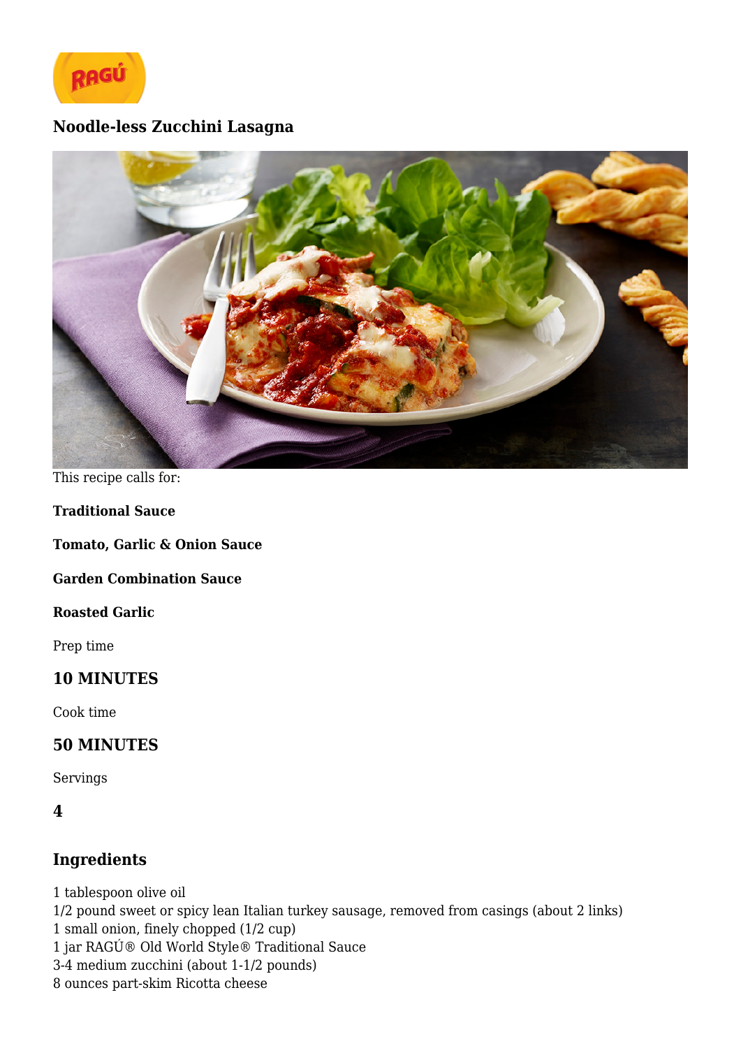RAGÚ

# Noodle-less Zucchini Lasagna

This recipe calls for:

**Traditional Sauce**

**Tomato, Garlic & Onion Sauce**

**Garden Combination Sauce**

**Roasted Garlic**

Prep time

### 10 MINUTES

Cook time

### 50 MINUTES

Servings

### 4

## Ingredients

1 tablespoon olive oil
1/2 pound sweet or spicy lean Italian turkey sausage, removed from casings (about 2 links)
1 small onion, finely chopped (1/2 cup)
1 jar RAGÚ® Old World Style® Traditional Sauce
3-4 medium zucchini (about 1-1/2 pounds)
8 ounces part-skim Ricotta cheese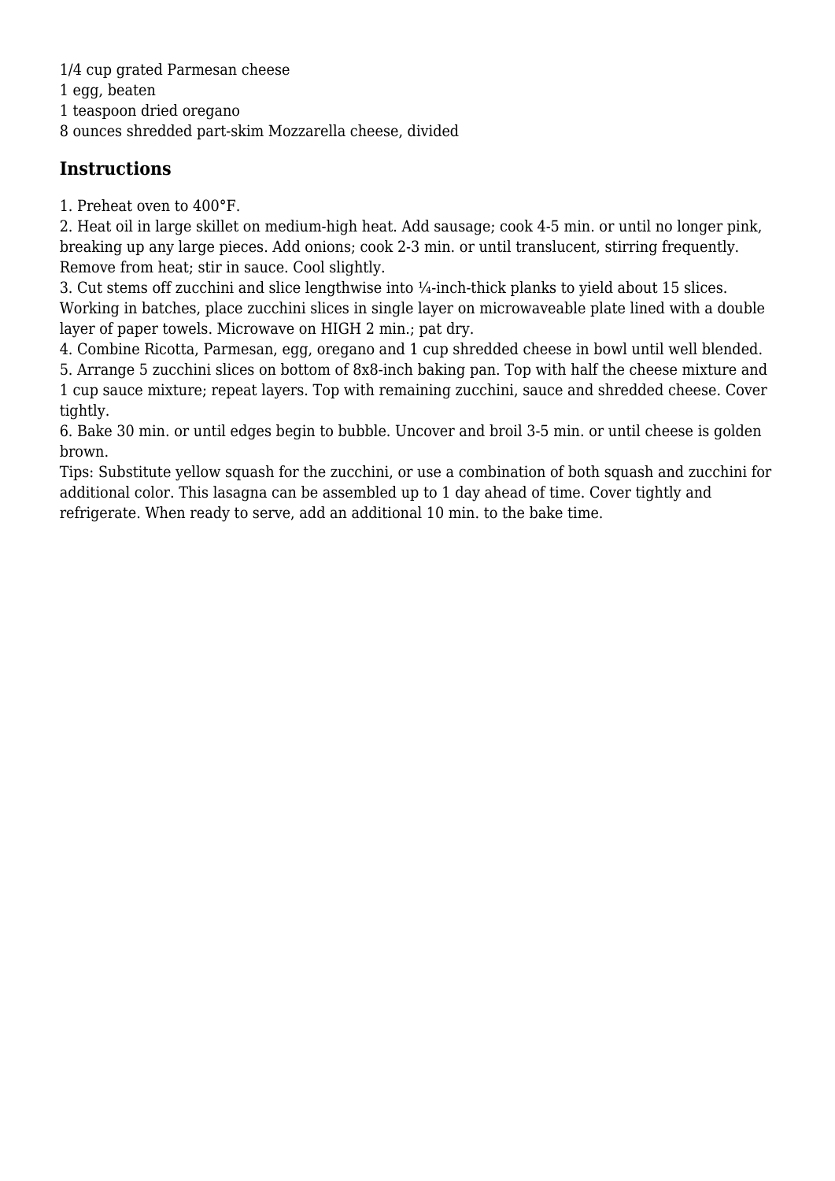1/4 cup grated Parmesan cheese
1 egg, beaten
1 teaspoon dried oregano
8 ounces shredded part-skim Mozzarella cheese, divided

## Instructions

1. Preheat oven to 400°F.
2. Heat oil in large skillet on medium-high heat. Add sausage; cook 4-5 min. or until no longer pink, breaking up any large pieces. Add onions; cook 2-3 min. or until translucent, stirring frequently. Remove from heat; stir in sauce. Cool slightly.
3. Cut stems off zucchini and slice lengthwise into ¼-inch-thick planks to yield about 15 slices. Working in batches, place zucchini slices in single layer on microwaveable plate lined with a double layer of paper towels. Microwave on HIGH 2 min.; pat dry.
4. Combine Ricotta, Parmesan, egg, oregano and 1 cup shredded cheese in bowl until well blended.
5. Arrange 5 zucchini slices on bottom of 8x8-inch baking pan. Top with half the cheese mixture and 1 cup sauce mixture; repeat layers. Top with remaining zucchini, sauce and shredded cheese. Cover tightly.
6. Bake 30 min. or until edges begin to bubble. Uncover and broil 3-5 min. or until cheese is golden brown.

Tips: Substitute yellow squash for the zucchini, or use a combination of both squash and zucchini for additional color. This lasagna can be assembled up to 1 day ahead of time. Cover tightly and refrigerate. When ready to serve, add an additional 10 min. to the bake time.